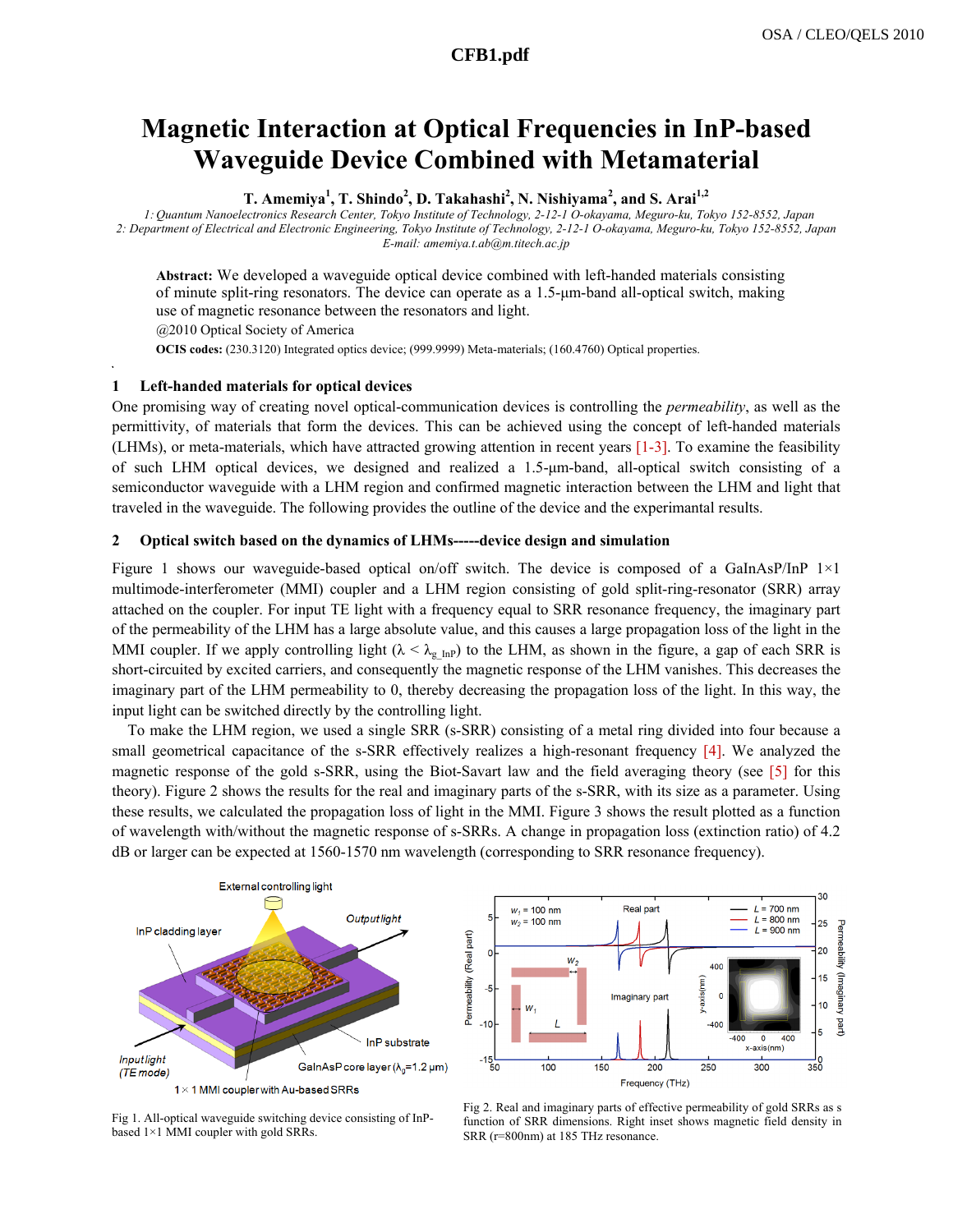# Magnetic Interaction at Optical Frequencies in InP-based Waveguide Device Combined with Metamaterial

**T. Amemiya[1], T. Shindo[2], D. Takahashi[2], N. Nishiyama[2], and S. Arai[1,2]**

*1: Quantum Nanoelectronics Research Center, Tokyo Institute of Technology, 2-12-1 O-okayama, Meguro-ku, Tokyo 152-8552, Japan*
*2: Department of Electrical and Electronic Engineering, Tokyo Institute of Technology, 2-12-1 O-okayama, Meguro-ku, Tokyo 152-8552, Japan*
*E-mail: amemiya.t.ab@m.titech.ac.jp*

**Abstract:** We developed a waveguide optical device combined with left-handed materials consisting of minute split-ring resonators. The device can operate as a 1.5-μm-band all-optical switch, making use of magnetic resonance between the resonators and light.

@2010 Optical Society of America

**OCIS codes:** (230.3120) Integrated optics device; (999.9999) Meta-materials; (160.4760) Optical properties.

## 1 Left-handed materials for optical devices

One promising way of creating novel optical-communication devices is controlling the *permeability*, as well as the permittivity, of materials that form the devices. This can be achieved using the concept of left-handed materials (LHMs), or meta-materials, which have attracted growing attention in recent years [1-3]. To examine the feasibility of such LHM optical devices, we designed and realized a 1.5-μm-band, all-optical switch consisting of a semiconductor waveguide with a LHM region and confirmed magnetic interaction between the LHM and light that traveled in the waveguide. The following provides the outline of the device and the experimantal results.

## 2 Optical switch based on the dynamics of LHMs-----device design and simulation

Figure 1 shows our waveguide-based optical on/off switch. The device is composed of a GaInAsP/InP 1×1 multimode-interferometer (MMI) coupler and a LHM region consisting of gold split-ring-resonator (SRR) array attached on the coupler. For input TE light with a frequency equal to SRR resonance frequency, the imaginary part of the permeability of the LHM has a large absolute value, and this causes a large propagation loss of the light in the MMI coupler. If we apply controlling light ($\lambda < \lambda_{g\_InP}$) to the LHM, as shown in the figure, a gap of each SRR is short-circuited by excited carriers, and consequently the magnetic response of the LHM vanishes. This decreases the imaginary part of the LHM permeability to 0, thereby decreasing the propagation loss of the light. In this way, the input light can be switched directly by the controlling light.

To make the LHM region, we used a single SRR (s-SRR) consisting of a metal ring divided into four because a small geometrical capacitance of the s-SRR effectively realizes a high-resonant frequency [4]. We analyzed the magnetic response of the gold s-SRR, using the Biot-Savart law and the field averaging theory (see [5] for this theory). Figure 2 shows the results for the real and imaginary parts of the s-SRR, with its size as a parameter. Using these results, we calculated the propagation loss of light in the MMI. Figure 3 shows the result plotted as a function of wavelength with/without the magnetic response of s-SRRs. A change in propagation loss (extinction ratio) of 4.2 dB or larger can be expected at 1560-1570 nm wavelength (corresponding to SRR resonance frequency).

Fig 1. All-optical waveguide switching device consisting of InP-based 1×1 MMI coupler with gold SRRs.

Fig 2. Real and imaginary parts of effective permeability of gold SRRs as s function of SRR dimensions. Right inset shows magnetic field density in SRR (r=800nm) at 185 THz resonance.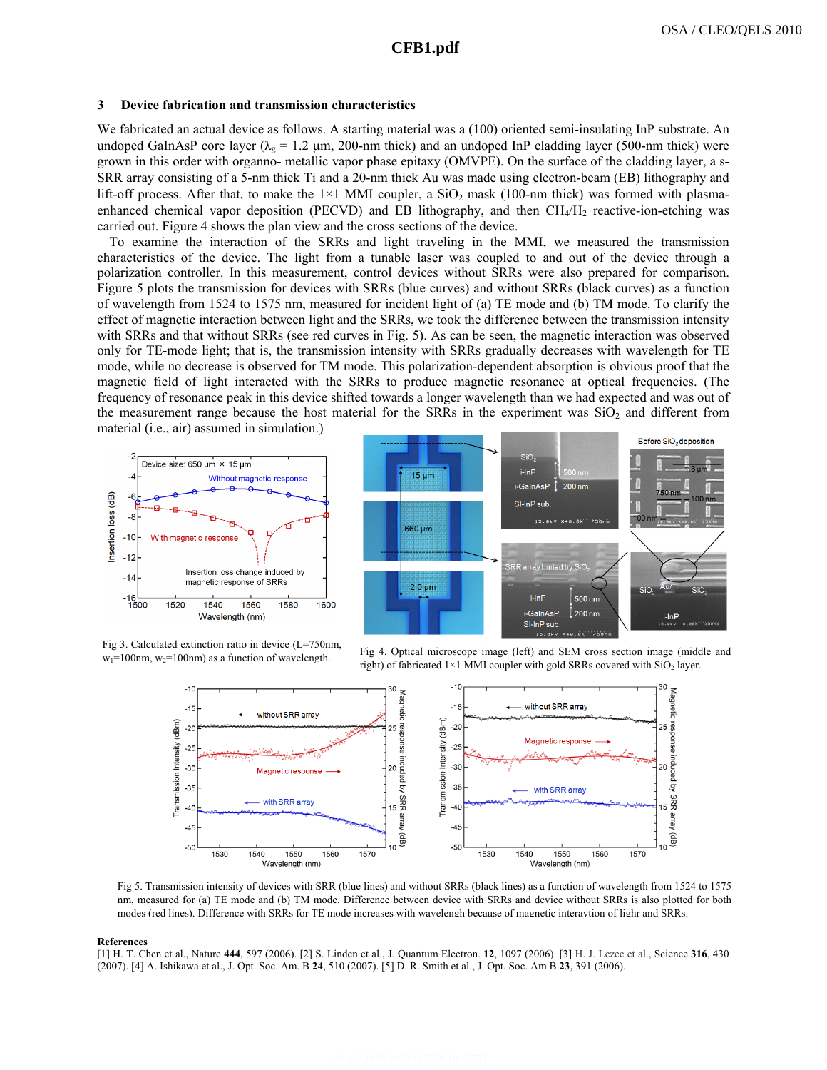### 3 Device fabrication and transmission characteristics

We fabricated an actual device as follows. A starting material was a (100) oriented semi-insulating InP substrate. An undoped GaInAsP core layer ($\lambda_g$ = 1.2 μm, 200-nm thick) and an undoped InP cladding layer (500-nm thick) were grown in this order with organno- metallic vapor phase epitaxy (OMVPE). On the surface of the cladding layer, a s-SRR array consisting of a 5-nm thick Ti and a 20-nm thick Au was made using electron-beam (EB) lithography and lift-off process. After that, to make the 1×1 MMI coupler, a $SiO_2$ mask (100-nm thick) was formed with plasma-enhanced chemical vapor deposition (PECVD) and EB lithography, and then $CH_4/H_2$ reactive-ion-etching was carried out. Figure 4 shows the plan view and the cross sections of the device.

To examine the interaction of the SRRs and light traveling in the MMI, we measured the transmission characteristics of the device. The light from a tunable laser was coupled to and out of the device through a polarization controller. In this measurement, control devices without SRRs were also prepared for comparison. Figure 5 plots the transmission for devices with SRRs (blue curves) and without SRRs (black curves) as a function of wavelength from 1524 to 1575 nm, measured for incident light of (a) TE mode and (b) TM mode. To clarify the effect of magnetic interaction between light and the SRRs, we took the difference between the transmission intensity with SRRs and that without SRRs (see red curves in Fig. 5). As can be seen, the magnetic interaction was observed only for TE-mode light; that is, the transmission intensity with SRRs gradually decreases with wavelength for TE mode, while no decrease is observed for TM mode. This polarization-dependent absorption is obvious proof that the magnetic field of light interacted with the SRRs to produce magnetic resonance at optical frequencies. (The frequency of resonance peak in this device shifted towards a longer wavelength than we had expected and was out of the measurement range because the host material for the SRRs in the experiment was $SiO_2$ and different from material (i.e., air) assumed in simulation.)

Device size: 650 μm × 15 μm
Without magnetic response
With magnetic response
Insertion loss change induced by magnetic response of SRRs
Insertion loss (dB)
Wavelength (nm)
-2
-4
-6
-8
-10
-12
-14
-16
1500
1520
1540
1560
1580
1600

Fig 3. Calculated extinction ratio in device (L=750nm, $w_1$=100nm, $w_2$=100nm) as a function of wavelength.

15 μm
660 μm
2.0 μm
$SiO_2$
i-InP
i-GaInAsP
SI-InP sub.
500 nm
200 nm
SRR array buried by $SiO_2$
Before $SiO_2$ deposition
1.6 μm
750 nm
100 nm
100 nm
$SiO_2$
Au/Ti
$SiO_2$
i-InP

Fig 4. Optical microscope image (left) and SEM cross section image (middle and right) of fabricated 1×1 MMI coupler with gold SRRs covered with $SiO_2$ layer.

without SRR array
Magnetic response
with SRR array
Transmission Intensity (dBm)
Magnetic response induced by SRR array (dB)
Wavelength (nm)
-10
-15
-20
-25
-30
-35
-40
-45
-50
30
25
20
15
10
1530
1540
1550
1560
1570

without SRR array
Magnetic response
with SRR array
Transmission Intensity (dBm)
Magnetic response induced by SRR array (dB)
Wavelength (nm)
-10
-15
-20
-25
-30
-35
-40
-45
-50
30
25
20
15
10
1530
1540
1550
1560
1570

Fig 5. Transmission intensity of devices with SRR (blue lines) and without SRRs (black lines) as a function of wavelength from 1524 to 1575 nm, measured for (a) TE mode and (b) TM mode. Difference between device with SRRs and device without SRRs is also plotted for both modes (red lines). Difference with SRRs for TE mode increases with wavelengh because of magnetic interavtion of lighr and SRRs.

### References

[1] H. T. Chen et al., Nature **444**, 597 (2006). [2] S. Linden et al., J. Quantum Electron. **12**, 1097 (2006). [3] H. J. Lezec et al., Science **316**, 430 (2007). [4] A. Ishikawa et al., J. Opt. Soc. Am. B **24**, 510 (2007). [5] D. R. Smith et al., J. Opt. Soc. Am B **23**, 391 (2006).